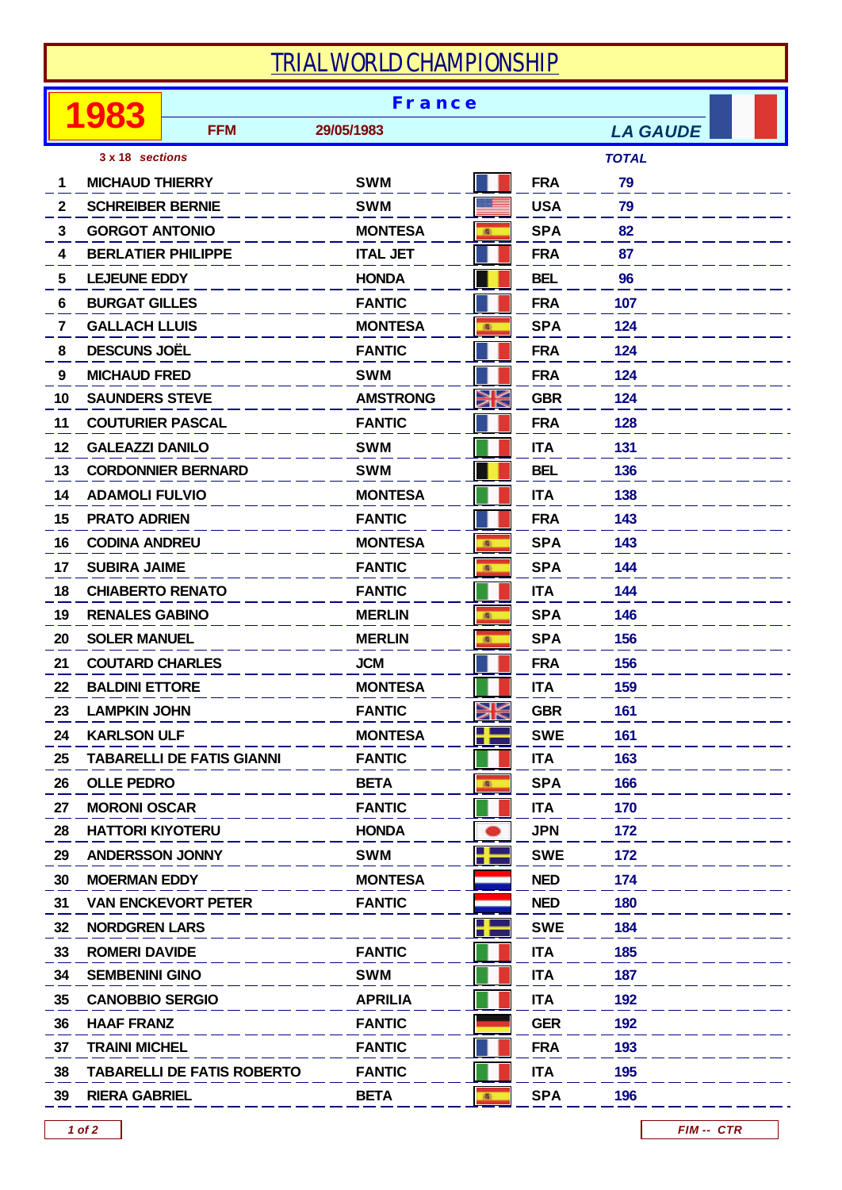# TRIAL WORLD CHAMPIONSHIP

**1983** | **France** | FFM | 29/05/1983 | *LA GAUDE*

*3 x 18 sections*

| # | Rider | Make | Nation | TOTAL |
|---|---|---|---|---|
| 1 | MICHAUD THIERRY | SWM | FRA | 79 |
| 2 | SCHREIBER BERNIE | SWM | USA | 79 |
| 3 | GORGOT ANTONIO | MONTESA | SPA | 82 |
| 4 | BERLATIER PHILIPPE | ITAL JET | FRA | 87 |
| 5 | LEJEUNE EDDY | HONDA | BEL | 96 |
| 6 | BURGAT GILLES | FANTIC | FRA | 107 |
| 7 | GALLACH LLUIS | MONTESA | SPA | 124 |
| 8 | DESCUNS JOËL | FANTIC | FRA | 124 |
| 9 | MICHAUD FRED | SWM | FRA | 124 |
| 10 | SAUNDERS STEVE | AMSTRONG | GBR | 124 |
| 11 | COUTURIER PASCAL | FANTIC | FRA | 128 |
| 12 | GALEAZZI DANILO | SWM | ITA | 131 |
| 13 | CORDONNIER BERNARD | SWM | BEL | 136 |
| 14 | ADAMOLI FULVIO | MONTESA | ITA | 138 |
| 15 | PRATO ADRIEN | FANTIC | FRA | 143 |
| 16 | CODINA ANDREU | MONTESA | SPA | 143 |
| 17 | SUBIRA JAIME | FANTIC | SPA | 144 |
| 18 | CHIABERTO RENATO | FANTIC | ITA | 144 |
| 19 | RENALES GABINO | MERLIN | SPA | 146 |
| 20 | SOLER MANUEL | MERLIN | SPA | 156 |
| 21 | COUTARD CHARLES | JCM | FRA | 156 |
| 22 | BALDINI ETTORE | MONTESA | ITA | 159 |
| 23 | LAMPKIN JOHN | FANTIC | GBR | 161 |
| 24 | KARLSON ULF | MONTESA | SWE | 161 |
| 25 | TABARELLI DE FATIS GIANNI | FANTIC | ITA | 163 |
| 26 | OLLE PEDRO | BETA | SPA | 166 |
| 27 | MORONI OSCAR | FANTIC | ITA | 170 |
| 28 | HATTORI KIYOTERU | HONDA | JPN | 172 |
| 29 | ANDERSSON JONNY | SWM | SWE | 172 |
| 30 | MOERMAN EDDY | MONTESA | NED | 174 |
| 31 | VAN ENCKEVORT PETER | FANTIC | NED | 180 |
| 32 | NORDGREN LARS | | SWE | 184 |
| 33 | ROMERI DAVIDE | FANTIC | ITA | 185 |
| 34 | SEMBENINI GINO | SWM | ITA | 187 |
| 35 | CANOBBIO SERGIO | APRILIA | ITA | 192 |
| 36 | HAAF FRANZ | FANTIC | GER | 192 |
| 37 | TRAINI MICHEL | FANTIC | FRA | 193 |
| 38 | TABARELLI DE FATIS ROBERTO | FANTIC | ITA | 195 |
| 39 | RIERA GABRIEL | BETA | SPA | 196 |

*FIM -- CTR*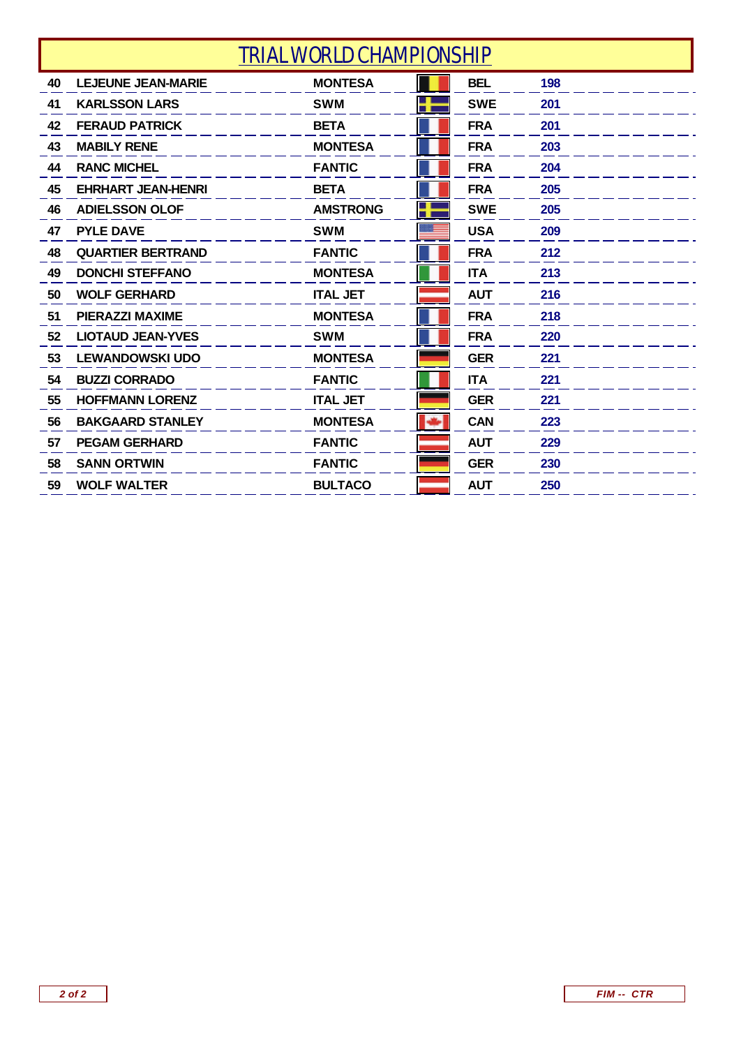# TRIAL WORLD CHAMPIONSHIP

| | | | | |
|---|---|---|---|---|
| 40 | LEJEUNE JEAN-MARIE | MONTESA | BEL | 198 |
| 41 | KARLSSON LARS | SWM | SWE | 201 |
| 42 | FERAUD PATRICK | BETA | FRA | 201 |
| 43 | MABILY RENE | MONTESA | FRA | 203 |
| 44 | RANC MICHEL | FANTIC | FRA | 204 |
| 45 | EHRHART JEAN-HENRI | BETA | FRA | 205 |
| 46 | ADIELSSON OLOF | AMSTRONG | SWE | 205 |
| 47 | PYLE DAVE | SWM | USA | 209 |
| 48 | QUARTIER BERTRAND | FANTIC | FRA | 212 |
| 49 | DONCHI STEFFANO | MONTESA | ITA | 213 |
| 50 | WOLF GERHARD | ITAL JET | AUT | 216 |
| 51 | PIERAZZI MAXIME | MONTESA | FRA | 218 |
| 52 | LIOTAUD JEAN-YVES | SWM | FRA | 220 |
| 53 | LEWANDOWSKI UDO | MONTESA | GER | 221 |
| 54 | BUZZI CORRADO | FANTIC | ITA | 221 |
| 55 | HOFFMANN LORENZ | ITAL JET | GER | 221 |
| 56 | BAKGAARD STANLEY | MONTESA | CAN | 223 |
| 57 | PEGAM GERHARD | FANTIC | AUT | 229 |
| 58 | SANN ORTWIN | FANTIC | GER | 230 |
| 59 | WOLF WALTER | BULTACO | AUT | 250 |

FIM -- CTR